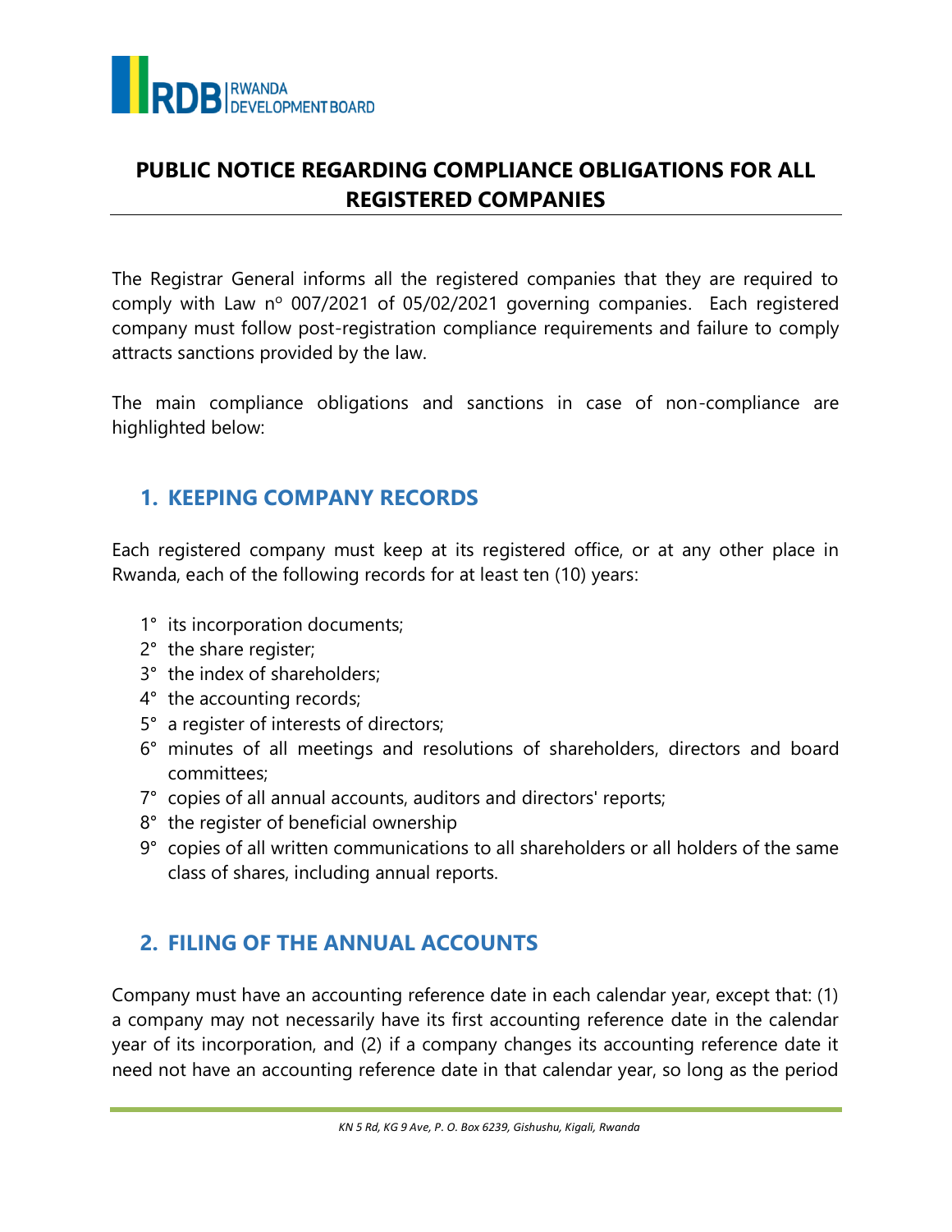# PUBLIC NOTICE REGARDING COMPLIANCE OBLIGATIONS FOR ALL REGISTERED COMPANIES

The Registrar General informs all the registered companies that they are required to comply with Law nº 007/2021 of 05/02/2021 governing companies. Each registered company must follow post-registration compliance requirements and failure to comply attracts sanctions provided by the law.

The main compliance obligations and sanctions in case of non-compliance are highlighted below:

## 1. KEEPING COMPANY RECORDS

Each registered company must keep at its registered office, or at any other place in Rwanda, each of the following records for at least ten (10) years:

1° its incorporation documents;
2° the share register;
3° the index of shareholders;
4° the accounting records;
5° a register of interests of directors;
6° minutes of all meetings and resolutions of shareholders, directors and board committees;
7° copies of all annual accounts, auditors and directors' reports;
8° the register of beneficial ownership
9° copies of all written communications to all shareholders or all holders of the same class of shares, including annual reports.

## 2. FILING OF THE ANNUAL ACCOUNTS

Company must have an accounting reference date in each calendar year, except that: (1) a company may not necessarily have its first accounting reference date in the calendar year of its incorporation, and (2) if a company changes its accounting reference date it need not have an accounting reference date in that calendar year, so long as the period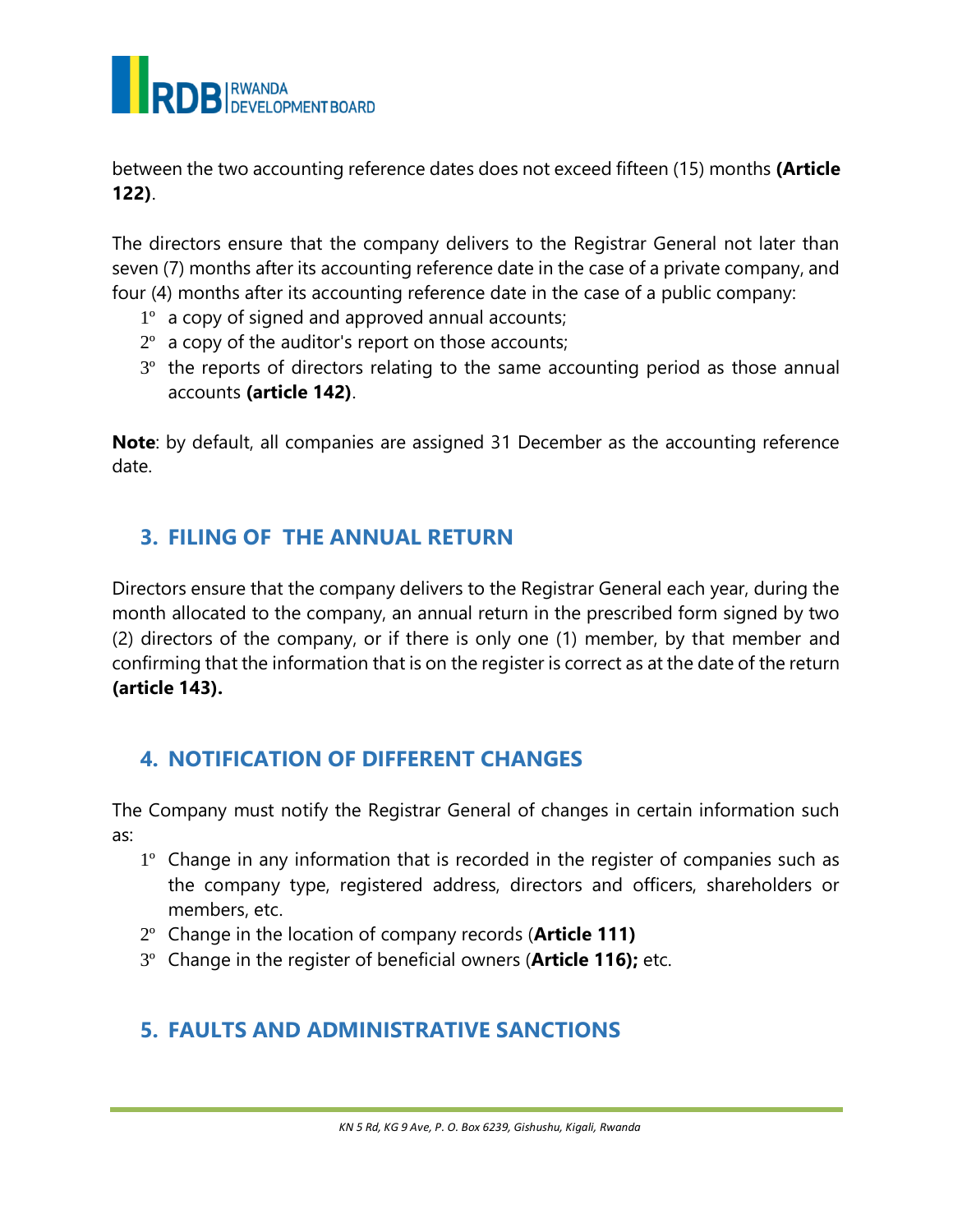between the two accounting reference dates does not exceed fifteen (15) months **(Article 122)**.

The directors ensure that the company delivers to the Registrar General not later than seven (7) months after its accounting reference date in the case of a private company, and four (4) months after its accounting reference date in the case of a public company:

1º a copy of signed and approved annual accounts;
2º a copy of the auditor's report on those accounts;
3º the reports of directors relating to the same accounting period as those annual accounts **(article 142)**.

**Note**: by default, all companies are assigned 31 December as the accounting reference date.

## 3. FILING OF THE ANNUAL RETURN

Directors ensure that the company delivers to the Registrar General each year, during the month allocated to the company, an annual return in the prescribed form signed by two (2) directors of the company, or if there is only one (1) member, by that member and confirming that the information that is on the register is correct as at the date of the return **(article 143).**

## 4. NOTIFICATION OF DIFFERENT CHANGES

The Company must notify the Registrar General of changes in certain information such as:

1º Change in any information that is recorded in the register of companies such as the company type, registered address, directors and officers, shareholders or members, etc.
2º Change in the location of company records (**Article 111)**
3º Change in the register of beneficial owners (**Article 116);** etc.

## 5. FAULTS AND ADMINISTRATIVE SANCTIONS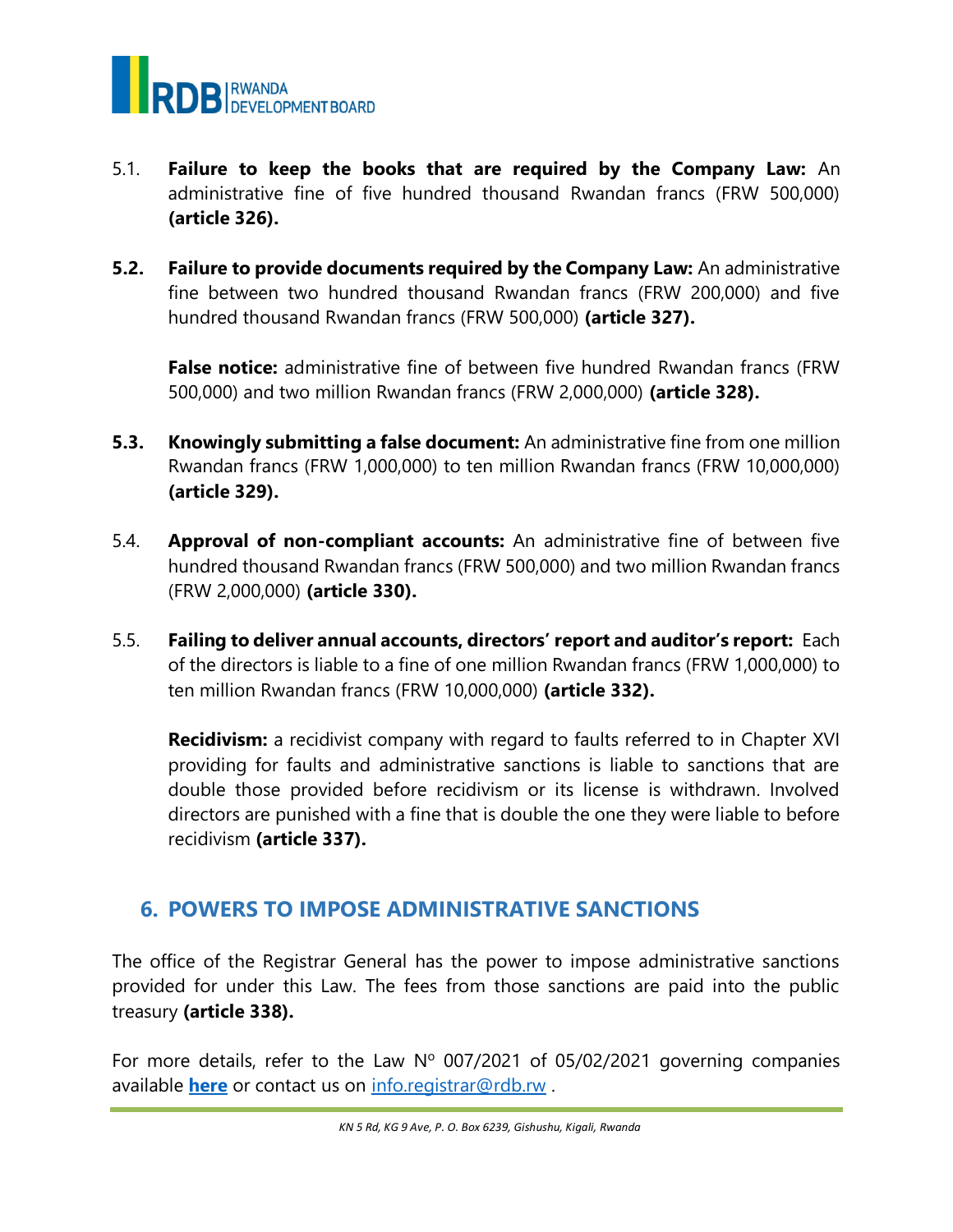5.1. **Failure to keep the books that are required by the Company Law:** An administrative fine of five hundred thousand Rwandan francs (FRW 500,000) **(article 326).**

**5.2. Failure to provide documents required by the Company Law:** An administrative fine between two hundred thousand Rwandan francs (FRW 200,000) and five hundred thousand Rwandan francs (FRW 500,000) **(article 327).**

**False notice:** administrative fine of between five hundred Rwandan francs (FRW 500,000) and two million Rwandan francs (FRW 2,000,000) **(article 328).**

**5.3. Knowingly submitting a false document:** An administrative fine from one million Rwandan francs (FRW 1,000,000) to ten million Rwandan francs (FRW 10,000,000) **(article 329).**

5.4. **Approval of non-compliant accounts:** An administrative fine of between five hundred thousand Rwandan francs (FRW 500,000) and two million Rwandan francs (FRW 2,000,000) **(article 330).**

5.5. **Failing to deliver annual accounts, directors' report and auditor's report:** Each of the directors is liable to a fine of one million Rwandan francs (FRW 1,000,000) to ten million Rwandan francs (FRW 10,000,000) **(article 332).**

**Recidivism:** a recidivist company with regard to faults referred to in Chapter XVI providing for faults and administrative sanctions is liable to sanctions that are double those provided before recidivism or its license is withdrawn. Involved directors are punished with a fine that is double the one they were liable to before recidivism **(article 337).**

## 6. POWERS TO IMPOSE ADMINISTRATIVE SANCTIONS

The office of the Registrar General has the power to impose administrative sanctions provided for under this Law. The fees from those sanctions are paid into the public treasury **(article 338).**

For more details, refer to the Law Nº 007/2021 of 05/02/2021 governing companies available **here** or contact us on info.registrar@rdb.rw .